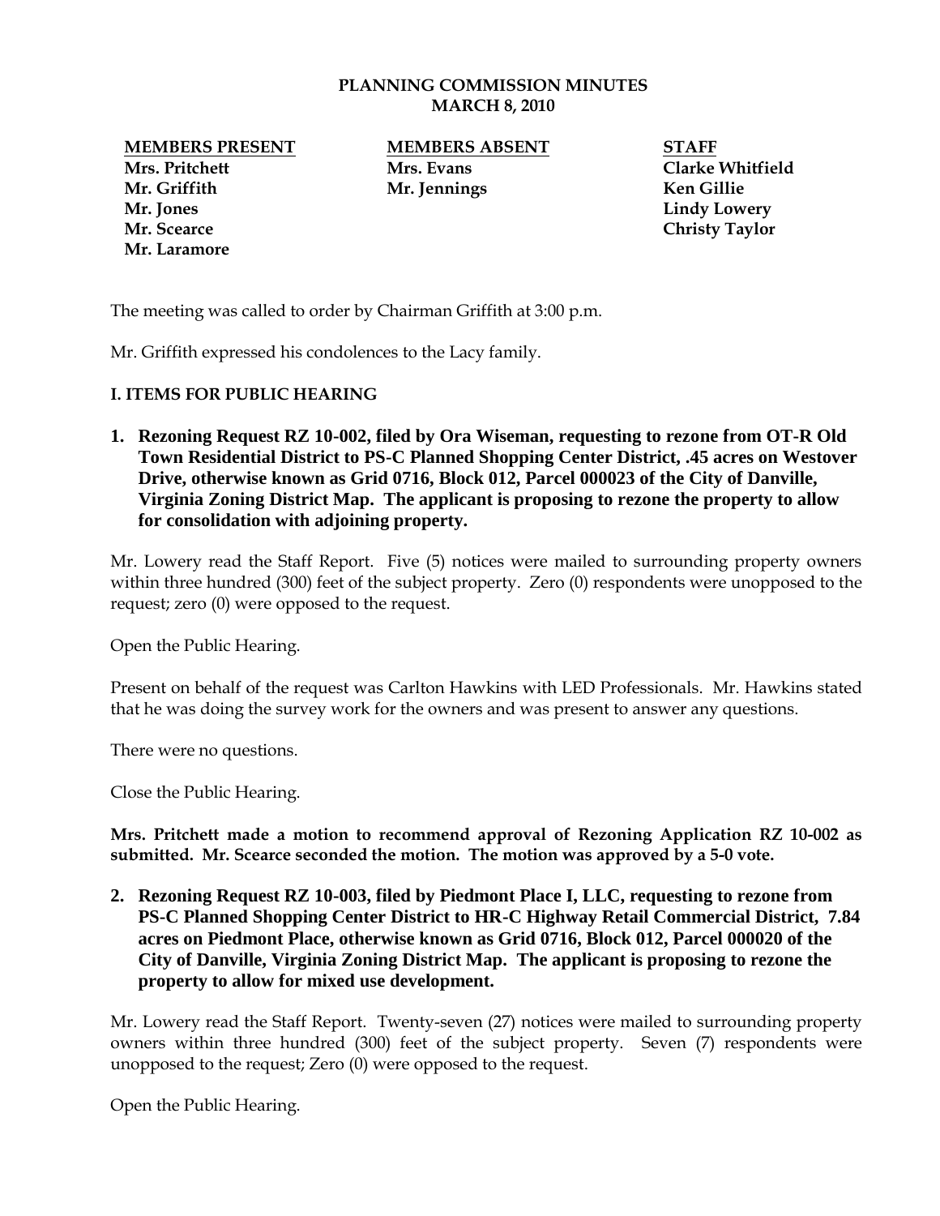# PLANNING COMMISSION MINUTES
## MARCH 8, 2010

| MEMBERS PRESENT | MEMBERS ABSENT | STAFF |
|---|---|---|
| Mrs. Pritchett | Mrs. Evans | Clarke Whitfield |
| Mr. Griffith | Mr. Jennings | Ken Gillie |
| Mr. Jones | | Lindy Lowery |
| Mr. Scearce | | Christy Taylor |
| Mr. Laramore | | |

The meeting was called to order by Chairman Griffith at 3:00 p.m.

Mr. Griffith expressed his condolences to the Lacy family.

**I. ITEMS FOR PUBLIC HEARING**

1. **Rezoning Request RZ 10-002, filed by Ora Wiseman, requesting to rezone from OT-R Old Town Residential District to PS-C Planned Shopping Center District, .45 acres on Westover Drive, otherwise known as Grid 0716, Block 012, Parcel 000023 of the City of Danville, Virginia Zoning District Map. The applicant is proposing to rezone the property to allow for consolidation with adjoining property.**

Mr. Lowery read the Staff Report. Five (5) notices were mailed to surrounding property owners within three hundred (300) feet of the subject property. Zero (0) respondents were unopposed to the request; zero (0) were opposed to the request.

Open the Public Hearing.

Present on behalf of the request was Carlton Hawkins with LED Professionals. Mr. Hawkins stated that he was doing the survey work for the owners and was present to answer any questions.

There were no questions.

Close the Public Hearing.

**Mrs. Pritchett made a motion to recommend approval of Rezoning Application RZ 10-002 as submitted. Mr. Scearce seconded the motion. The motion was approved by a 5-0 vote.**

2. **Rezoning Request RZ 10-003, filed by Piedmont Place I, LLC, requesting to rezone from PS-C Planned Shopping Center District to HR-C Highway Retail Commercial District, 7.84 acres on Piedmont Place, otherwise known as Grid 0716, Block 012, Parcel 000020 of the City of Danville, Virginia Zoning District Map. The applicant is proposing to rezone the property to allow for mixed use development.**

Mr. Lowery read the Staff Report. Twenty-seven (27) notices were mailed to surrounding property owners within three hundred (300) feet of the subject property. Seven (7) respondents were unopposed to the request; Zero (0) were opposed to the request.

Open the Public Hearing.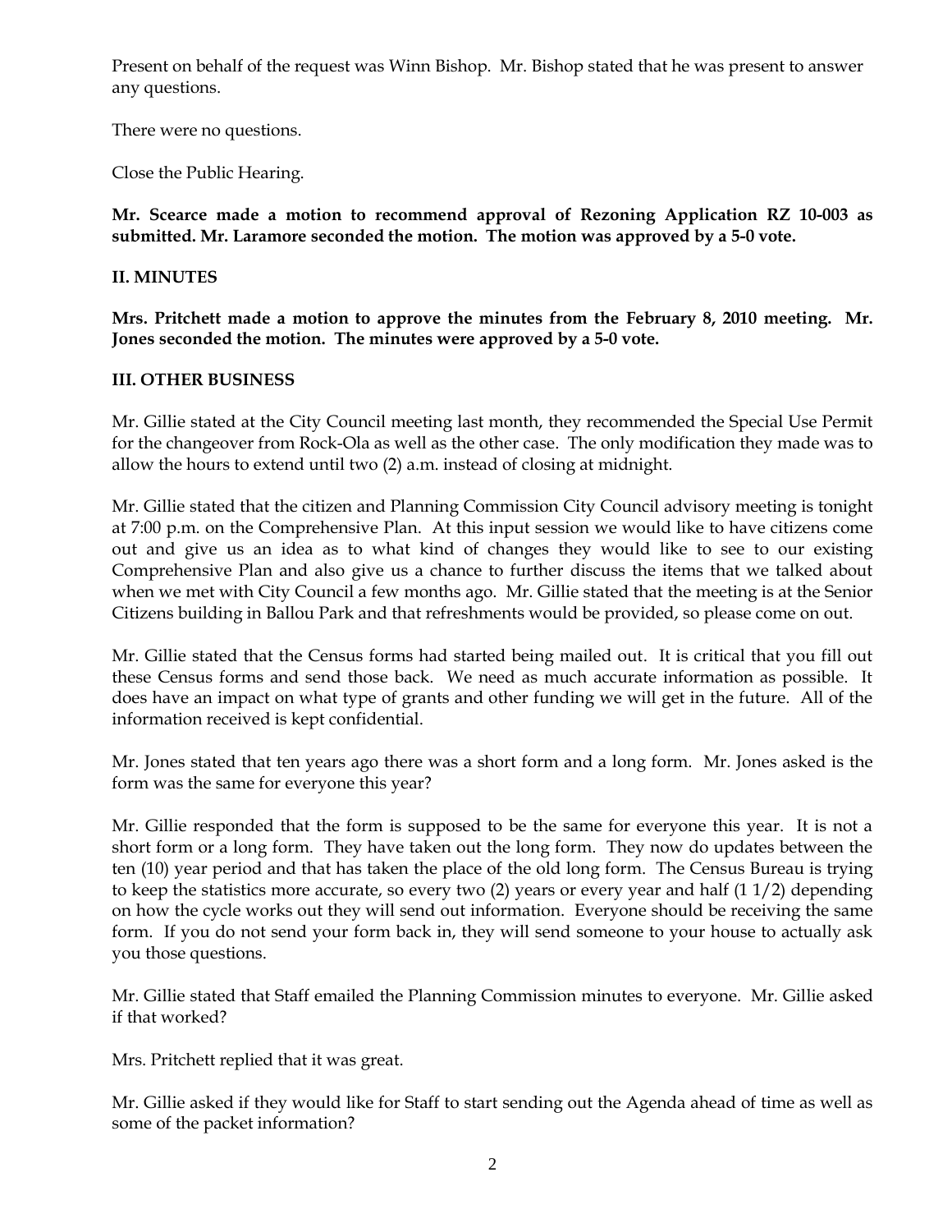Present on behalf of the request was Winn Bishop. Mr. Bishop stated that he was present to answer any questions.

There were no questions.

Close the Public Hearing.

**Mr. Scearce made a motion to recommend approval of Rezoning Application RZ 10-003 as submitted. Mr. Laramore seconded the motion. The motion was approved by a 5-0 vote.**

## II. MINUTES

**Mrs. Pritchett made a motion to approve the minutes from the February 8, 2010 meeting. Mr. Jones seconded the motion. The minutes were approved by a 5-0 vote.**

## III. OTHER BUSINESS

Mr. Gillie stated at the City Council meeting last month, they recommended the Special Use Permit for the changeover from Rock-Ola as well as the other case. The only modification they made was to allow the hours to extend until two (2) a.m. instead of closing at midnight.

Mr. Gillie stated that the citizen and Planning Commission City Council advisory meeting is tonight at 7:00 p.m. on the Comprehensive Plan. At this input session we would like to have citizens come out and give us an idea as to what kind of changes they would like to see to our existing Comprehensive Plan and also give us a chance to further discuss the items that we talked about when we met with City Council a few months ago. Mr. Gillie stated that the meeting is at the Senior Citizens building in Ballou Park and that refreshments would be provided, so please come on out.

Mr. Gillie stated that the Census forms had started being mailed out. It is critical that you fill out these Census forms and send those back. We need as much accurate information as possible. It does have an impact on what type of grants and other funding we will get in the future. All of the information received is kept confidential.

Mr. Jones stated that ten years ago there was a short form and a long form. Mr. Jones asked is the form was the same for everyone this year?

Mr. Gillie responded that the form is supposed to be the same for everyone this year. It is not a short form or a long form. They have taken out the long form. They now do updates between the ten (10) year period and that has taken the place of the old long form. The Census Bureau is trying to keep the statistics more accurate, so every two (2) years or every year and half (1 1/2) depending on how the cycle works out they will send out information. Everyone should be receiving the same form. If you do not send your form back in, they will send someone to your house to actually ask you those questions.

Mr. Gillie stated that Staff emailed the Planning Commission minutes to everyone. Mr. Gillie asked if that worked?

Mrs. Pritchett replied that it was great.

Mr. Gillie asked if they would like for Staff to start sending out the Agenda ahead of time as well as some of the packet information?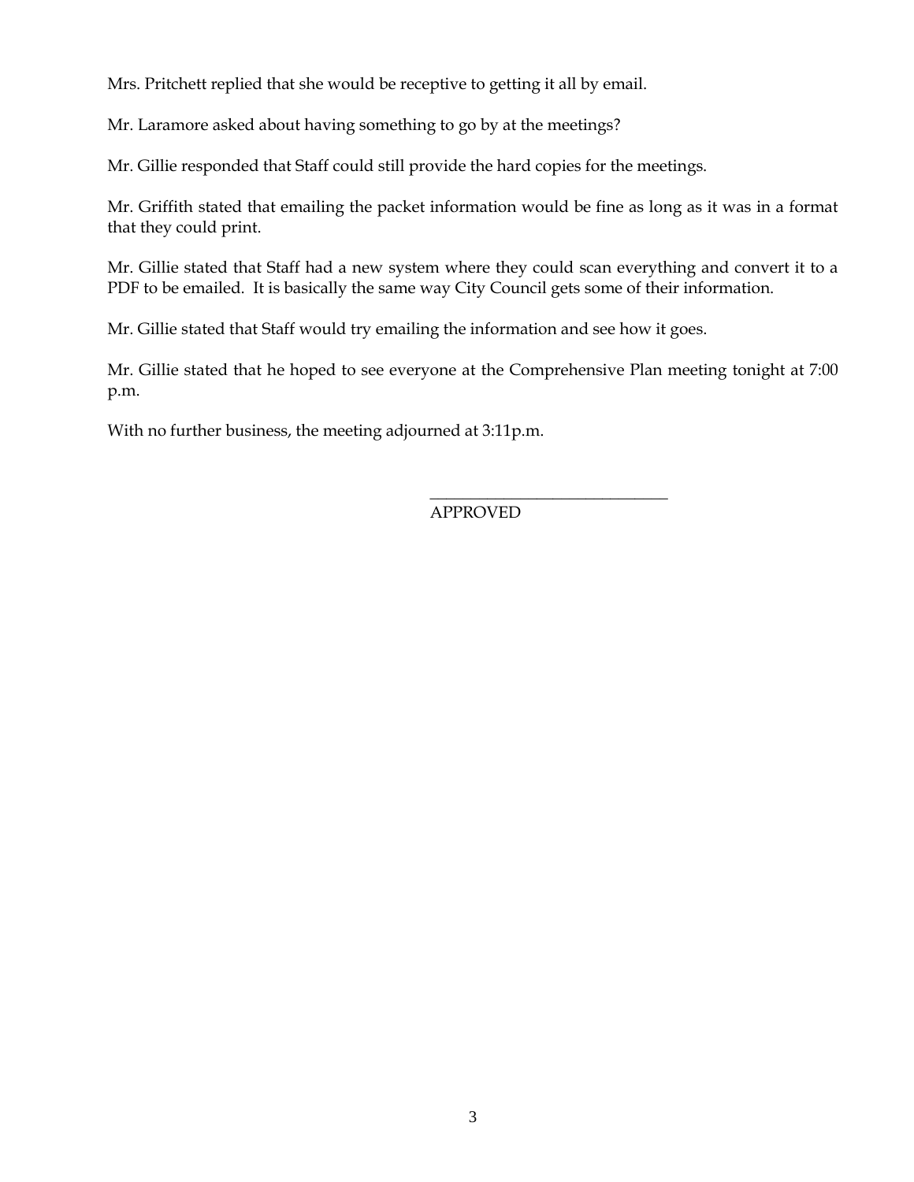Mrs. Pritchett replied that she would be receptive to getting it all by email.

Mr. Laramore asked about having something to go by at the meetings?

Mr. Gillie responded that Staff could still provide the hard copies for the meetings.

Mr. Griffith stated that emailing the packet information would be fine as long as it was in a format that they could print.

Mr. Gillie stated that Staff had a new system where they could scan everything and convert it to a PDF to be emailed. It is basically the same way City Council gets some of their information.

Mr. Gillie stated that Staff would try emailing the information and see how it goes.

Mr. Gillie stated that he hoped to see everyone at the Comprehensive Plan meeting tonight at 7:00 p.m.

With no further business, the meeting adjourned at 3:11p.m.

\_\_\_\_\_\_\_\_\_\_\_\_\_\_\_\_\_\_\_\_\_\_\_\_\_\_\_\_\_\_

APPROVED